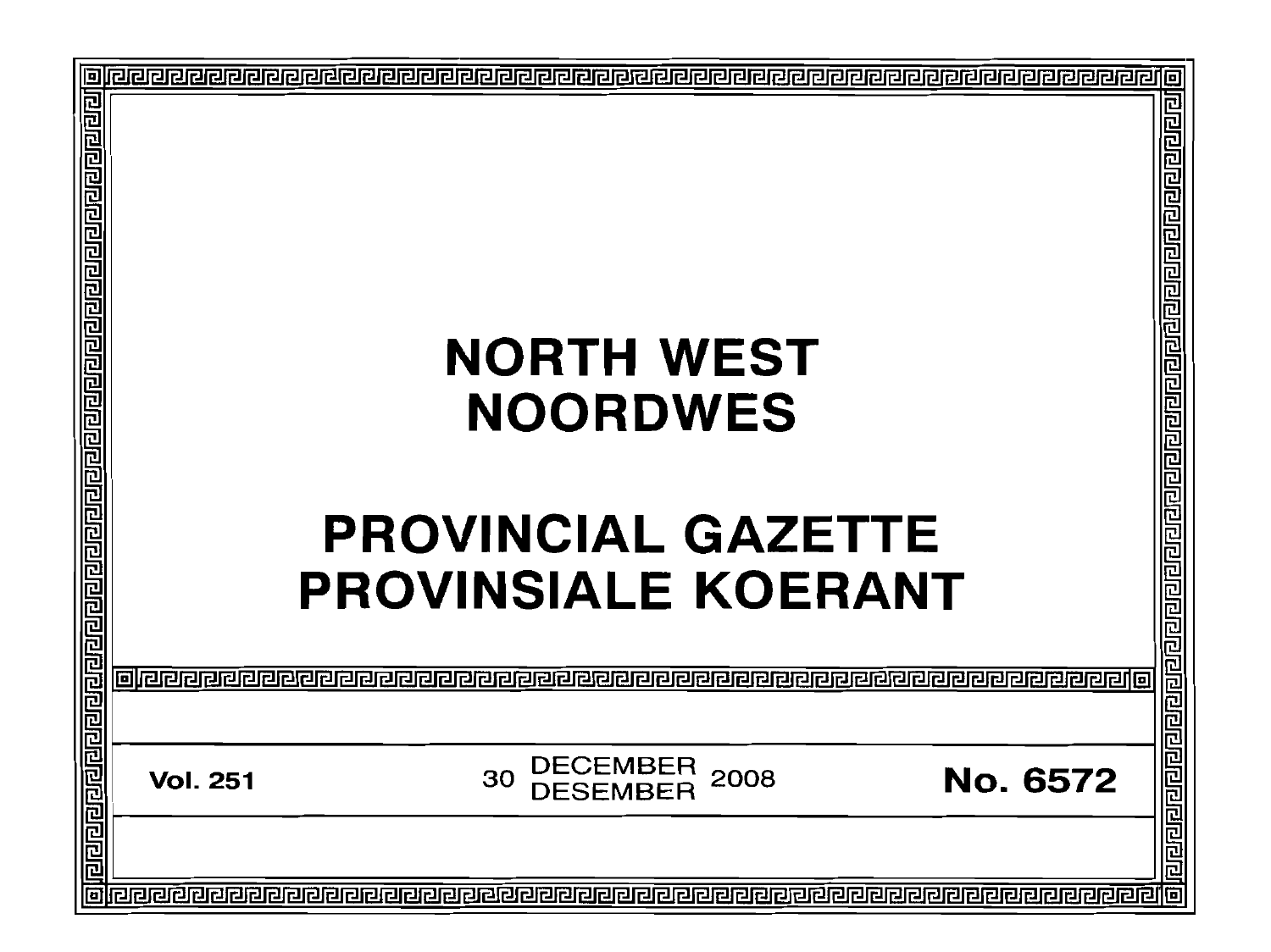# NORTH WEST
# NOORDWES

# PROVINCIAL GAZETTE
# PROVINSIALE KOERANT

**Vol. 251** 30 DECEMBER DESEMBER 2008 **No. 6572**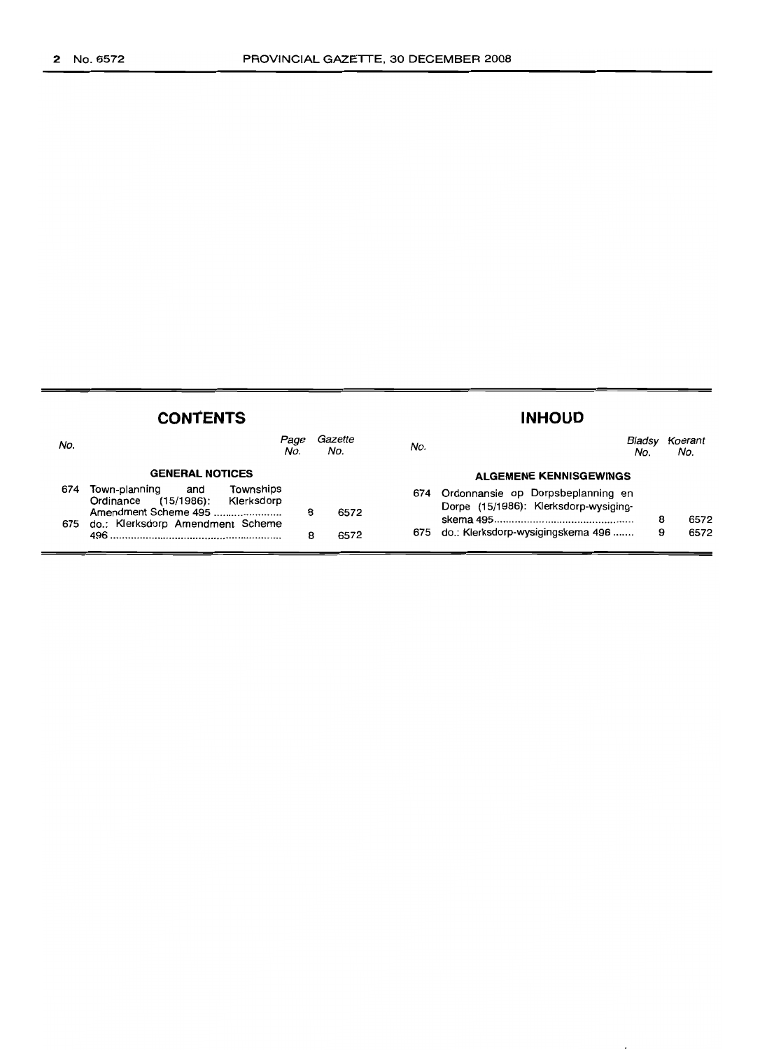## CONTENTS

| No. | | Page No. | Gazette No. |
|---|---|---|---|
| | **GENERAL NOTICES** | | |
| 674 | Town-planning and Townships Ordinance (15/1986): Klerksdorp Amendment Scheme 495 | 8 | 6572 |
| 675 | do.: Klerksdorp Amendment Scheme 496 | 8 | 6572 |

## INHOUD

| No. | | Bladsy No. | Koerant No. |
|---|---|---|---|
| | **ALGEMENE KENNISGEWINGS** | | |
| 674 | Ordonnansie op Dorpsbeplanning en Dorpe (15/1986): Klerksdorp-wysigingskema 495 | 8 | 6572 |
| 675 | do.: Klerksdorp-wysigingskema 496 | 9 | 6572 |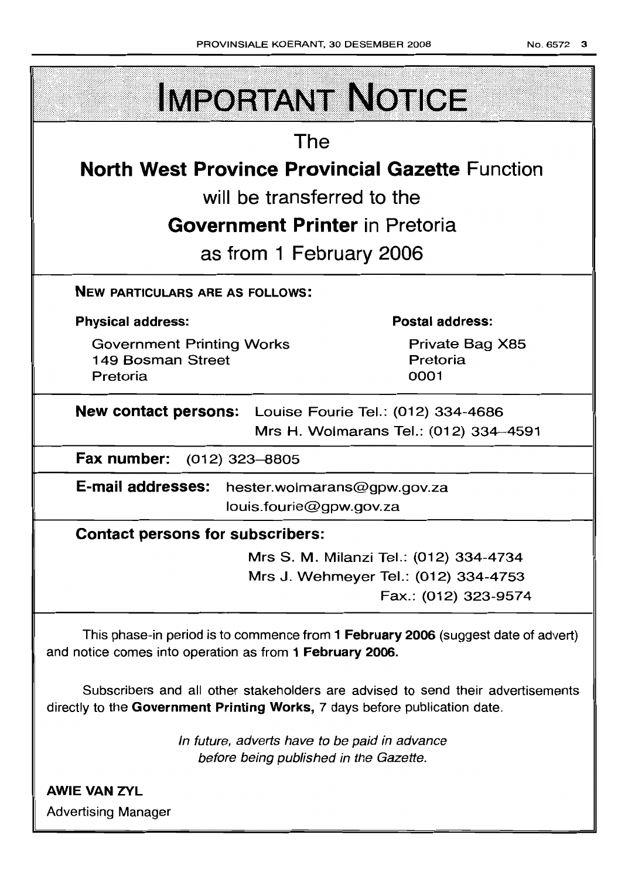# IMPORTANT NOTICE

The

**North West Province Provincial Gazette** Function

will be transferred to the

**Government Printer** in Pretoria

as from 1 February 2006

**NEW PARTICULARS ARE AS FOLLOWS:**

**Physical address:**

Government Printing Works
149 Bosman Street
Pretoria

**Postal address:**

Private Bag X85
Pretoria
0001

**New contact persons:** Louise Fourie Tel.: (012) 334-4686
Mrs H. Wolmarans Tel.: (012) 334–4591

**Fax number:** (012) 323–8805

**E-mail addresses:** hester.wolmarans@gpw.gov.za
louis.fourie@gpw.gov.za

**Contact persons for subscribers:**

Mrs S. M. Milanzi Tel.: (012) 334-4734
Mrs J. Wehmeyer Tel.: (012) 334-4753
Fax.: (012) 323-9574

This phase-in period is to commence from **1 February 2006** (suggest date of advert) and notice comes into operation as from **1 February 2006.**

Subscribers and all other stakeholders are advised to send their advertisements directly to the **Government Printing Works,** 7 days before publication date.

*In future, adverts have to be paid in advance before being published in the Gazette.*

**AWIE VAN ZYL**
Advertising Manager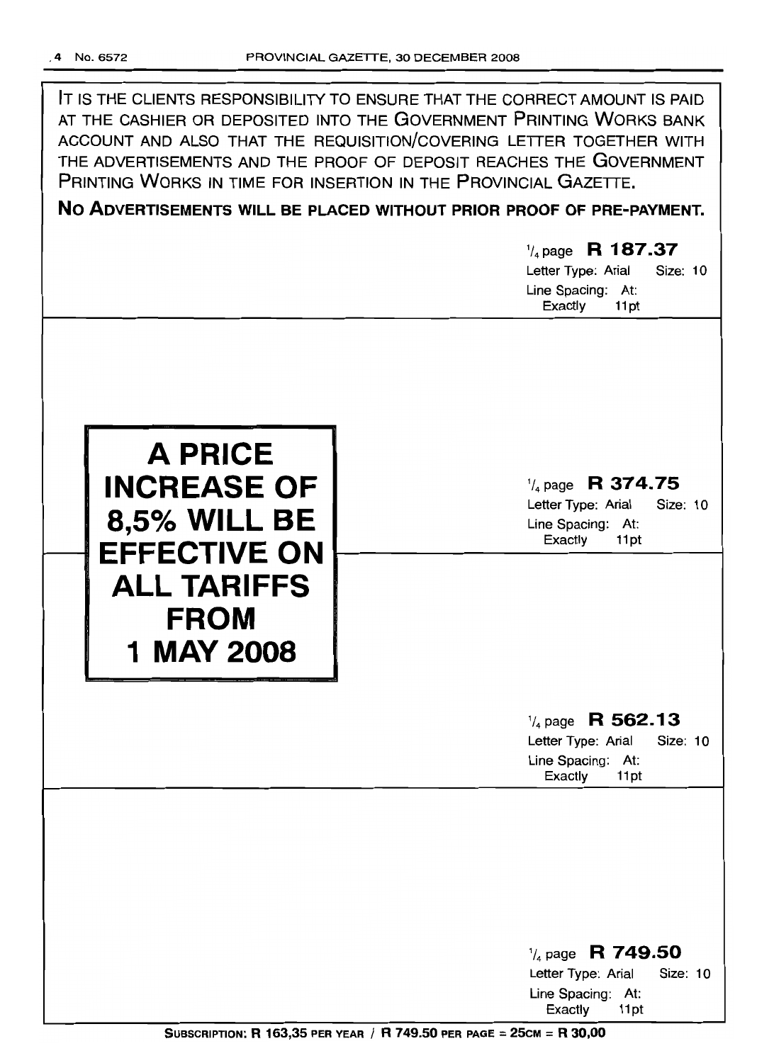IT IS THE CLIENTS RESPONSIBILITY TO ENSURE THAT THE CORRECT AMOUNT IS PAID AT THE CASHIER OR DEPOSITED INTO THE GOVERNMENT PRINTING WORKS BANK ACCOUNT AND ALSO THAT THE REQUISITION/COVERING LETTER TOGETHER WITH THE ADVERTISEMENTS AND THE PROOF OF DEPOSIT REACHES THE GOVERNMENT PRINTING WORKS IN TIME FOR INSERTION IN THE PROVINCIAL GAZETTE.

**NO ADVERTISEMENTS WILL BE PLACED WITHOUT PRIOR PROOF OF PRE-PAYMENT.**

1/4 page **R 187.37**
Letter Type: Arial Size: 10
Line Spacing: At: Exactly 11pt

**A PRICE INCREASE OF 8,5% WILL BE EFFECTIVE ON ALL TARIFFS FROM 1 MAY 2008**

1/4 page **R 374.75**
Letter Type: Arial Size: 10
Line Spacing: At: Exactly 11pt

1/4 page **R 562.13**
Letter Type: Arial Size: 10
Line Spacing: At: Exactly 11pt

1/4 page **R 749.50**
Letter Type: Arial Size: 10
Line Spacing: At: Exactly 11pt

**SUBSCRIPTION: R 163,35 PER YEAR / R 749.50 PER PAGE = 25CM = R 30,00**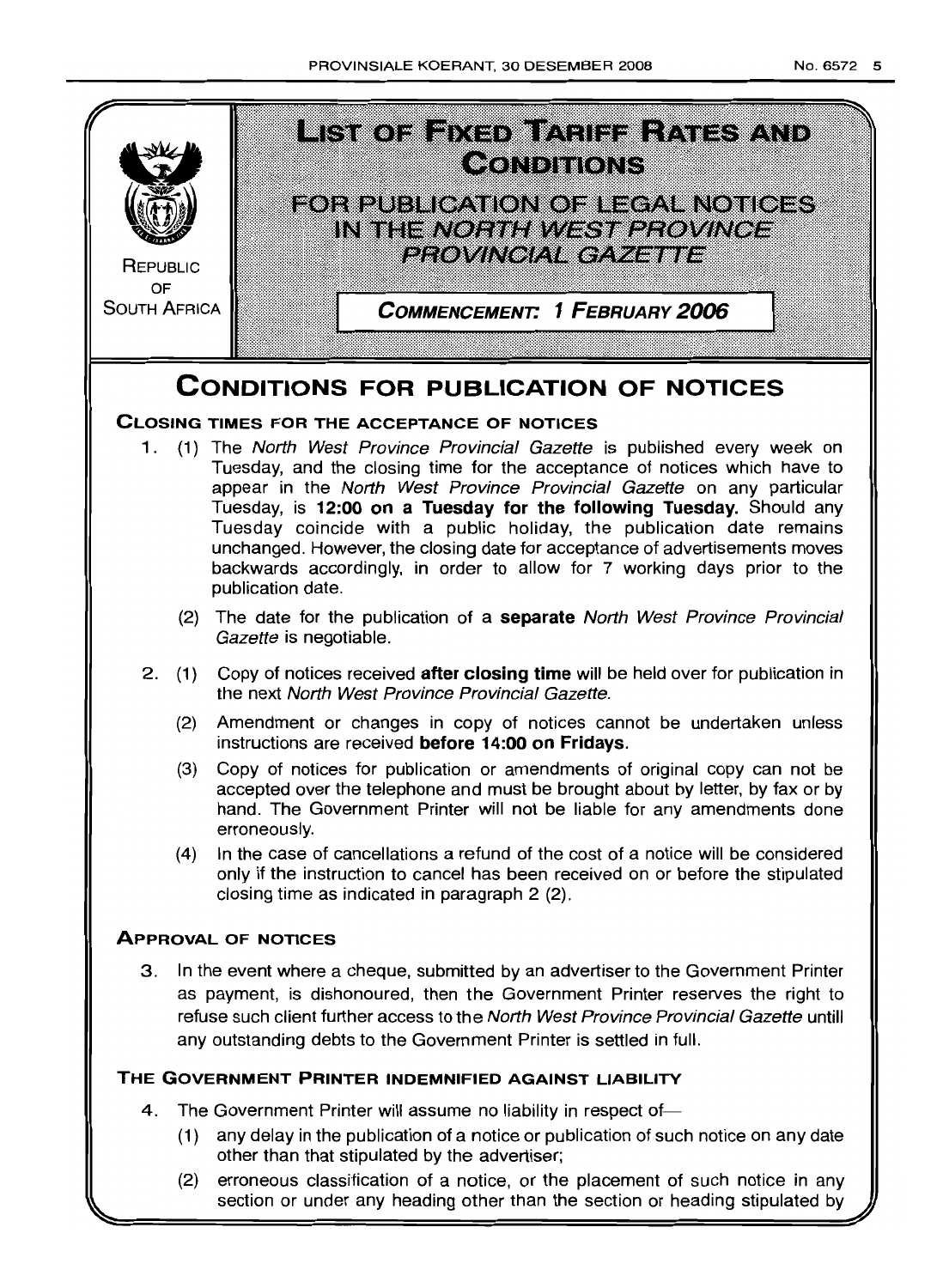# LIST OF FIXED TARIFF RATES AND CONDITIONS

## FOR PUBLICATION OF LEGAL NOTICES IN THE *NORTH WEST PROVINCE PROVINCIAL GAZETTE*

REPUBLIC OF SOUTH AFRICA

**COMMENCEMENT: 1 FEBRUARY 2006**

# CONDITIONS FOR PUBLICATION OF NOTICES

### CLOSING TIMES FOR THE ACCEPTANCE OF NOTICES

1. (1) The *North West Province Provincial Gazette* is published every week on Tuesday, and the closing time for the acceptance of notices which have to appear in the *North West Province Provincial Gazette* on any particular Tuesday, is **12:00 on a Tuesday for the following Tuesday.** Should any Tuesday coincide with a public holiday, the publication date remains unchanged. However, the closing date for acceptance of advertisements moves backwards accordingly, in order to allow for 7 working days prior to the publication date.

   (2) The date for the publication of a **separate** *North West Province Provincial Gazette* is negotiable.

2. (1) Copy of notices received **after closing time** will be held over for publication in the next *North West Province Provincial Gazette*.

   (2) Amendment or changes in copy of notices cannot be undertaken unless instructions are received **before 14:00 on Fridays**.

   (3) Copy of notices for publication or amendments of original copy can not be accepted over the telephone and must be brought about by letter, by fax or by hand. The Government Printer will not be liable for any amendments done erroneously.

   (4) In the case of cancellations a refund of the cost of a notice will be considered only if the instruction to cancel has been received on or before the stipulated closing time as indicated in paragraph 2 (2).

### APPROVAL OF NOTICES

3. In the event where a cheque, submitted by an advertiser to the Government Printer as payment, is dishonoured, then the Government Printer reserves the right to refuse such client further access to the *North West Province Provincial Gazette* untill any outstanding debts to the Government Printer is settled in full.

### THE GOVERNMENT PRINTER INDEMNIFIED AGAINST LIABILITY

4. The Government Printer will assume no liability in respect of—

   (1) any delay in the publication of a notice or publication of such notice on any date other than that stipulated by the advertiser;

   (2) erroneous classification of a notice, or the placement of such notice in any section or under any heading other than the section or heading stipulated by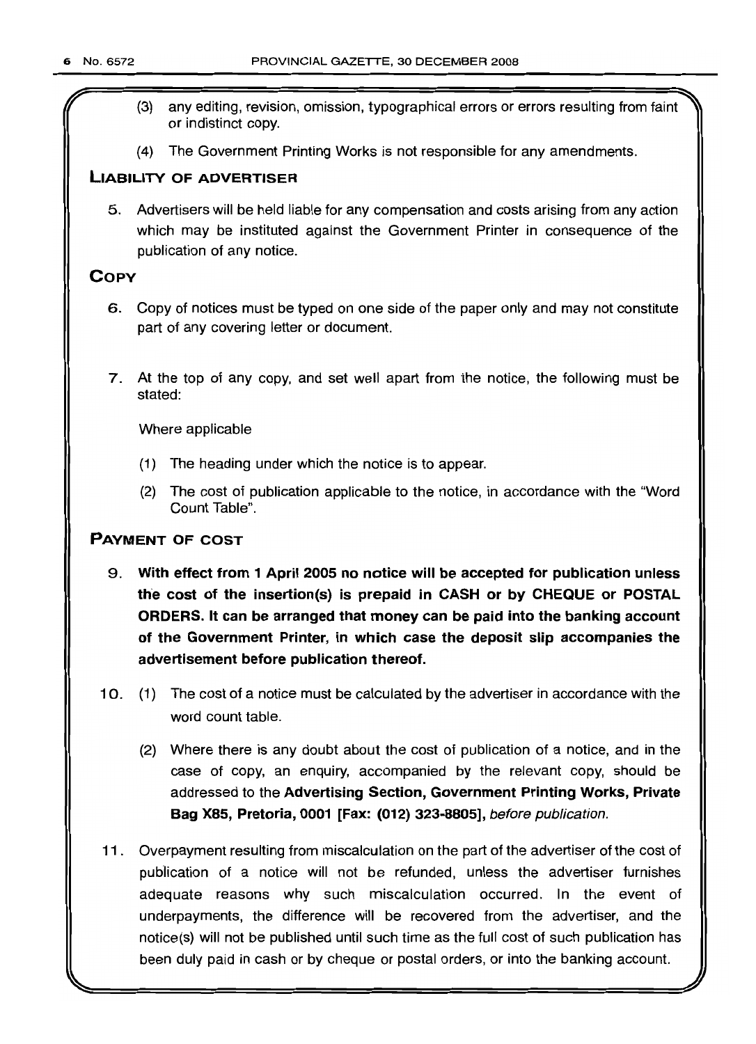(3) any editing, revision, omission, typographical errors or errors resulting from faint or indistinct copy.

(4) The Government Printing Works is not responsible for any amendments.

### LIABILITY OF ADVERTISER

5. Advertisers will be held liable for any compensation and costs arising from any action which may be instituted against the Government Printer in consequence of the publication of any notice.

### COPY

6. Copy of notices must be typed on one side of the paper only and may not constitute part of any covering letter or document.

7. At the top of any copy, and set well apart from the notice, the following must be stated:

   Where applicable

   (1) The heading under which the notice is to appear.

   (2) The cost of publication applicable to the notice, in accordance with the "Word Count Table".

### PAYMENT OF COST

9. **With effect from 1 April 2005 no notice will be accepted for publication unless the cost of the insertion(s) is prepaid in CASH or by CHEQUE or POSTAL ORDERS. It can be arranged that money can be paid into the banking account of the Government Printer, in which case the deposit slip accompanies the advertisement before publication thereof.**

10. (1) The cost of a notice must be calculated by the advertiser in accordance with the word count table.

    (2) Where there is any doubt about the cost of publication of a notice, and in the case of copy, an enquiry, accompanied by the relevant copy, should be addressed to the **Advertising Section, Government Printing Works, Private Bag X85, Pretoria, 0001 [Fax: (012) 323-8805],** *before publication.*

11. Overpayment resulting from miscalculation on the part of the advertiser of the cost of publication of a notice will not be refunded, unless the advertiser furnishes adequate reasons why such miscalculation occurred. In the event of underpayments, the difference will be recovered from the advertiser, and the notice(s) will not be published until such time as the full cost of such publication has been duly paid in cash or by cheque or postal orders, or into the banking account.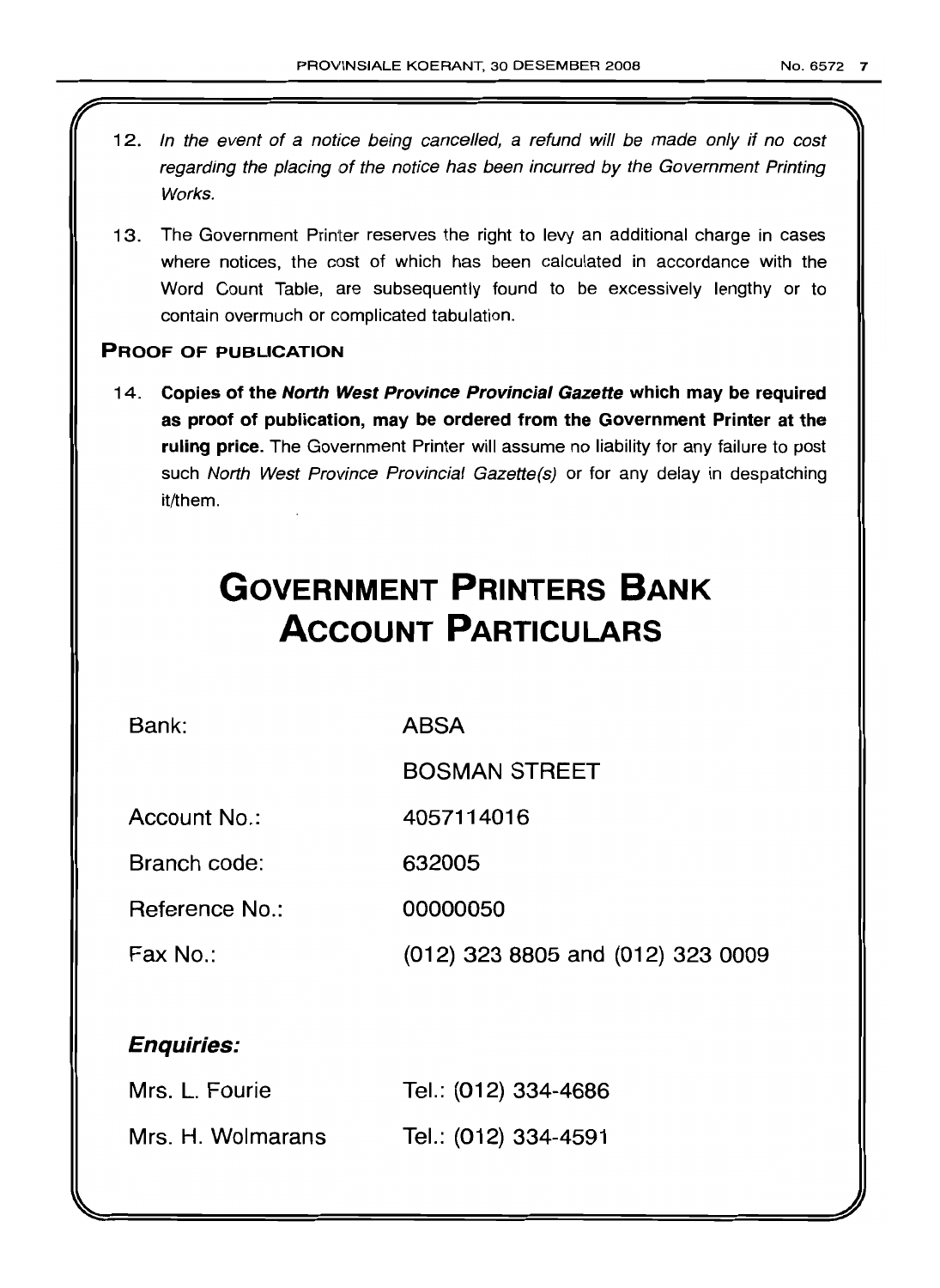12. *In the event of a notice being cancelled, a refund will be made only if no cost regarding the placing of the notice has been incurred by the Government Printing Works.*

13. The Government Printer reserves the right to levy an additional charge in cases where notices, the cost of which has been calculated in accordance with the Word Count Table, are subsequently found to be excessively lengthy or to contain overmuch or complicated tabulation.

### PROOF OF PUBLICATION

14. **Copies of the *North West Province Provincial Gazette* which may be required as proof of publication, may be ordered from the Government Printer at the ruling price.** The Government Printer will assume no liability for any failure to post such *North West Province Provincial Gazette(s)* or for any delay in despatching it/them.

# GOVERNMENT PRINTERS BANK ACCOUNT PARTICULARS

| | |
|---|---|
| Bank: | ABSA |
| | BOSMAN STREET |
| Account No.: | 4057114016 |
| Branch code: | 632005 |
| Reference No.: | 00000050 |
| Fax No.: | (012) 323 8805 and (012) 323 0009 |

***Enquiries:***

| | |
|---|---|
| Mrs. L. Fourie | Tel.: (012) 334-4686 |
| Mrs. H. Wolmarans | Tel.: (012) 334-4591 |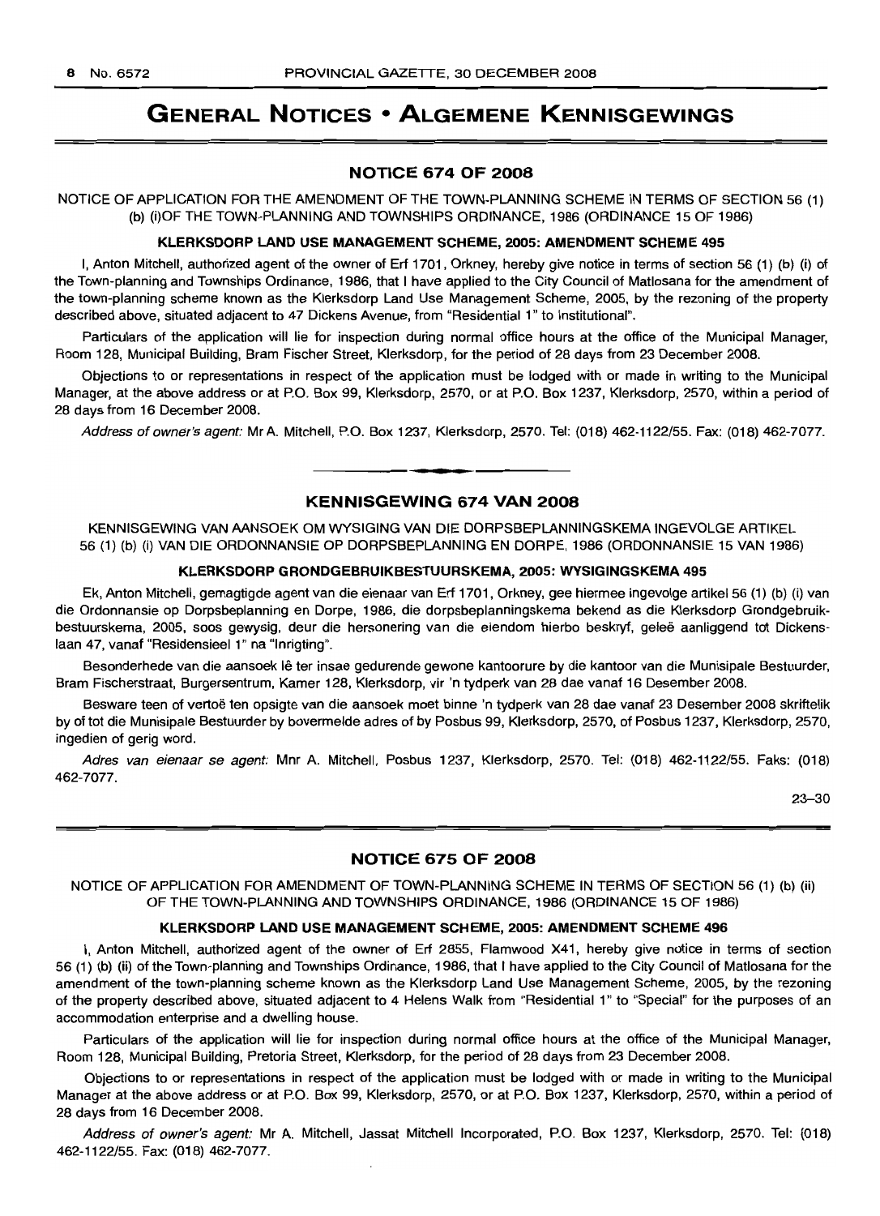# GENERAL NOTICES • ALGEMENE KENNISGEWINGS

## NOTICE 674 OF 2008

NOTICE OF APPLICATION FOR THE AMENDMENT OF THE TOWN-PLANNING SCHEME IN TERMS OF SECTION 56 (1) (b) (i)OF THE TOWN-PLANNING AND TOWNSHIPS ORDINANCE, 1986 (ORDINANCE 15 OF 1986)

### KLERKSDORP LAND USE MANAGEMENT SCHEME, 2005: AMENDMENT SCHEME 495

I, Anton Mitchell, authorized agent of the owner of Erf 1701, Orkney, hereby give notice in terms of section 56 (1) (b) (i) of the Town-planning and Townships Ordinance, 1986, that I have applied to the City Council of Matlosana for the amendment of the town-planning scheme known as the Klerksdorp Land Use Management Scheme, 2005, by the rezoning of the property described above, situated adjacent to 47 Dickens Avenue, from "Residential 1" to Institutional".

Particulars of the application will lie for inspection during normal office hours at the office of the Municipal Manager, Room 128, Municipal Building, Bram Fischer Street, Klerksdorp, for the period of 28 days from 23 December 2008.

Objections to or representations in respect of the application must be lodged with or made in writing to the Municipal Manager, at the above address or at P.O. Box 99, Klerksdorp, 2570, or at P.O. Box 1237, Klerksdorp, 2570, within a period of 28 days from 16 December 2008.

*Address of owner's agent:* Mr A. Mitchell, P.O. Box 1237, Klerksdorp, 2570. Tel: (018) 462-1122/55. Fax: (018) 462-7077.

## KENNISGEWING 674 VAN 2008

KENNISGEWING VAN AANSOEK OM WYSIGING VAN DIE DORPSBEPLANNINGSKEMA INGEVOLGE ARTIKEL 56 (1) (b) (i) VAN DIE ORDONNANSIE OP DORPSBEPLANNING EN DORPE, 1986 (ORDONNANSIE 15 VAN 1986)

### KLERKSDORP GRONDGEBRUIKBESTUURSKEMA, 2005: WYSIGINGSKEMA 495

Ek, Anton Mitchell, gemagtigde agent van die eienaar van Erf 1701, Orkney, gee hiermee ingevolge artikel 56 (1) (b) (i) van die Ordonnansie op Dorpsbeplanning en Dorpe, 1986, die dorpsbeplanningskema bekend as die Klerksdorp Grondgebruikbestuurskema, 2005, soos gewysig, deur die hersonering van die eiendom hierbo beskryf, geleë aanliggend tot Dickenslaan 47, vanaf "Residensieel 1" na "Inrigting".

Besonderhede van die aansoek lê ter insae gedurende gewone kantoorure by die kantoor van die Munisipale Bestuurder, Bram Fischerstraat, Burgersentrum, Kamer 128, Klerksdorp, vir 'n tydperk van 28 dae vanaf 16 Desember 2008.

Besware teen of vertoë ten opsigte van die aansoek moet binne 'n tydperk van 28 dae vanaf 23 Desember 2008 skriftelik by of tot die Munisipale Bestuurder by bovermelde adres of by Posbus 99, Klerksdorp, 2570, of Posbus 1237, Klerksdorp, 2570, ingedien of gerig word.

*Adres van eienaar se agent:* Mnr A. Mitchell, Posbus 1237, Klerksdorp, 2570. Tel: (018) 462-1122/55. Faks: (018) 462-7077.

23–30

## NOTICE 675 OF 2008

NOTICE OF APPLICATION FOR AMENDMENT OF TOWN-PLANNING SCHEME IN TERMS OF SECTION 56 (1) (b) (ii) OF THE TOWN-PLANNING AND TOWNSHIPS ORDINANCE, 1986 (ORDINANCE 15 OF 1986)

### KLERKSDORP LAND USE MANAGEMENT SCHEME, 2005: AMENDMENT SCHEME 496

I, Anton Mitchell, authorized agent of the owner of Erf 2855, Flamwood X41, hereby give notice in terms of section 56 (1) (b) (ii) of the Town-planning and Townships Ordinance, 1986, that I have applied to the City Council of Matlosana for the amendment of the town-planning scheme known as the Klerksdorp Land Use Management Scheme, 2005, by the rezoning of the property described above, situated adjacent to 4 Helens Walk from "Residential 1" to "Special" for the purposes of an accommodation enterprise and a dwelling house.

Particulars of the application will lie for inspection during normal office hours at the office of the Municipal Manager, Room 128, Municipal Building, Pretoria Street, Klerksdorp, for the period of 28 days from 23 December 2008.

Objections to or representations in respect of the application must be lodged with or made in writing to the Municipal Manager at the above address or at P.O. Box 99, Klerksdorp, 2570, or at P.O. Box 1237, Klerksdorp, 2570, within a period of 28 days from 16 December 2008.

*Address of owner's agent:* Mr A. Mitchell, Jassat Mitchell Incorporated, P.O. Box 1237, Klerksdorp, 2570. Tel: (018) 462-1122/55. Fax: (018) 462-7077.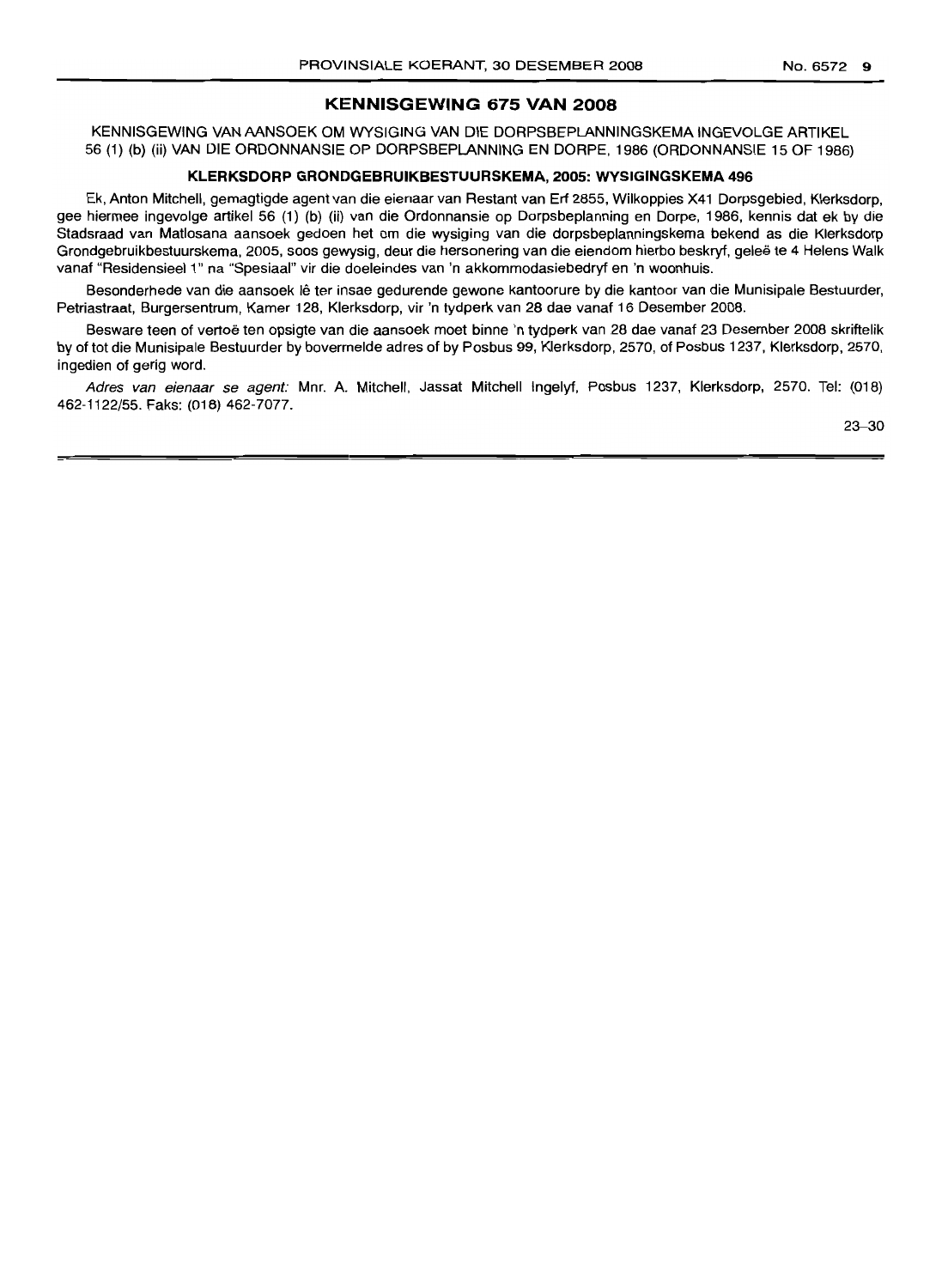## KENNISGEWING 675 VAN 2008

KENNISGEWING VAN AANSOEK OM WYSIGING VAN DIE DORPSBEPLANNINGSKEMA INGEVOLGE ARTIKEL 56 (1) (b) (ii) VAN DIE ORDONNANSIE OP DORPSBEPLANNING EN DORPE, 1986 (ORDONNANSIE 15 OF 1986)

### KLERKSDORP GRONDGEBRUIKBESTUURSKEMA, 2005: WYSIGINGSKEMA 496

Ek, Anton Mitchell, gemagtigde agent van die eienaar van Restant van Erf 2855, Wilkoppies X41 Dorpsgebied, Klerksdorp, gee hiermee ingevolge artikel 56 (1) (b) (ii) van die Ordonnansie op Dorpsbeplanning en Dorpe, 1986, kennis dat ek by die Stadsraad van Matlosana aansoek gedoen het om die wysiging van die dorpsbeplanningskema bekend as die Klerksdorp Grondgebruikbestuurskema, 2005, soos gewysig, deur die hersonering van die eiendom hierbo beskryf, geleë te 4 Helens Walk vanaf "Residensieel 1" na "Spesiaal" vir die doeleindes van 'n akkommodasiebedryf en 'n woonhuis.

Besonderhede van die aansoek lê ter insae gedurende gewone kantoorure by die kantoor van die Munisipale Bestuurder, Petriastraat, Burgersentrum, Kamer 128, Klerksdorp, vir 'n tydperk van 28 dae vanaf 16 Desember 2008.

Besware teen of vertoë ten opsigte van die aansoek moet binne 'n tydperk van 28 dae vanaf 23 Desember 2008 skriftelik by of tot die Munisipale Bestuurder by bovermelde adres of by Posbus 99, Klerksdorp, 2570, of Posbus 1237, Klerksdorp, 2570, ingedien of gerig word.

*Adres van eienaar se agent:* Mnr. A. Mitchell, Jassat Mitchell Ingelyf, Posbus 1237, Klerksdorp, 2570. Tel: (018) 462-1122/55. Faks: (018) 462-7077.

23–30